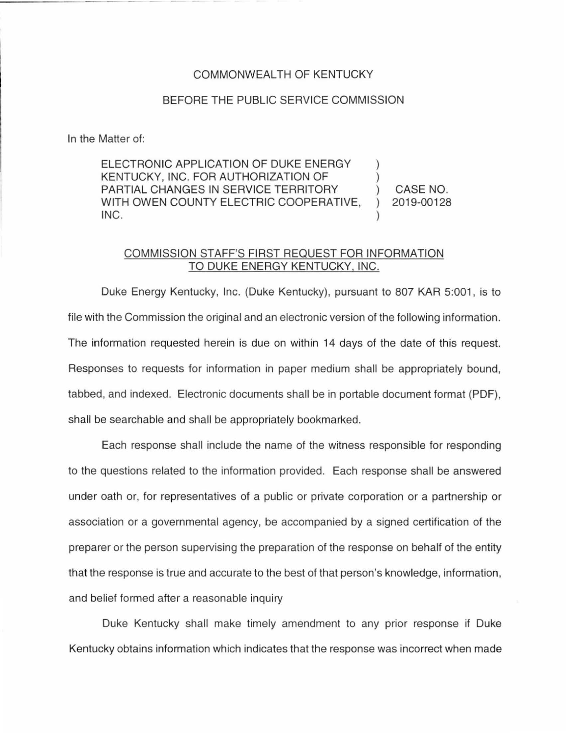COMMONWEALTH OF KENTUCKY

BEFORE THE PUBLIC SERVICE COMMISSION

In the Matter of:

| | | |
|---|---|---|
| ELECTRONIC APPLICATION OF DUKE ENERGY KENTUCKY, INC. FOR AUTHORIZATION OF PARTIAL CHANGES IN SERVICE TERRITORY WITH OWEN COUNTY ELECTRIC COOPERATIVE, INC. | ) | CASE NO. 2019-00128 |

COMMISSION STAFF'S FIRST REQUEST FOR INFORMATION TO DUKE ENERGY KENTUCKY, INC.

Duke Energy Kentucky, Inc. (Duke Kentucky), pursuant to 807 KAR 5:001, is to file with the Commission the original and an electronic version of the following information. The information requested herein is due on within 14 days of the date of this request. Responses to requests for information in paper medium shall be appropriately bound, tabbed, and indexed. Electronic documents shall be in portable document format (PDF), shall be searchable and shall be appropriately bookmarked.

Each response shall include the name of the witness responsible for responding to the questions related to the information provided. Each response shall be answered under oath or, for representatives of a public or private corporation or a partnership or association or a governmental agency, be accompanied by a signed certification of the preparer or the person supervising the preparation of the response on behalf of the entity that the response is true and accurate to the best of that person's knowledge, information, and belief formed after a reasonable inquiry

Duke Kentucky shall make timely amendment to any prior response if Duke Kentucky obtains information which indicates that the response was incorrect when made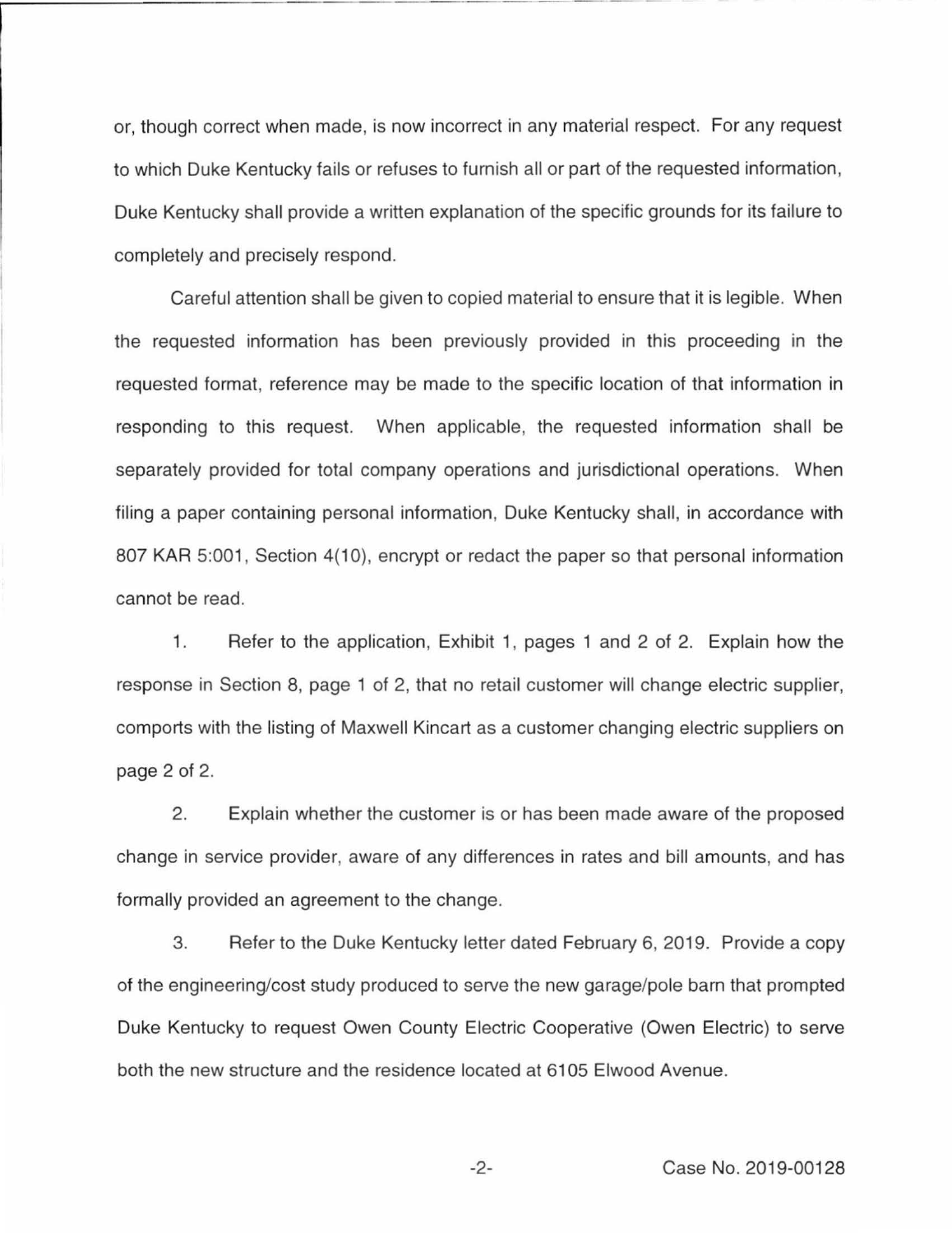or, though correct when made, is now incorrect in any material respect. For any request to which Duke Kentucky fails or refuses to furnish all or part of the requested information, Duke Kentucky shall provide a written explanation of the specific grounds for its failure to completely and precisely respond.

Careful attention shall be given to copied material to ensure that it is legible. When the requested information has been previously provided in this proceeding in the requested format, reference may be made to the specific location of that information in responding to this request. When applicable, the requested information shall be separately provided for total company operations and jurisdictional operations. When filing a paper containing personal information, Duke Kentucky shall, in accordance with 807 KAR 5:001, Section 4(10), encrypt or redact the paper so that personal information cannot be read.

1. Refer to the application, Exhibit 1, pages 1 and 2 of 2. Explain how the response in Section 8, page 1 of 2, that no retail customer will change electric supplier, comports with the listing of Maxwell Kincart as a customer changing electric suppliers on page 2 of 2.

2. Explain whether the customer is or has been made aware of the proposed change in service provider, aware of any differences in rates and bill amounts, and has formally provided an agreement to the change.

3. Refer to the Duke Kentucky letter dated February 6, 2019. Provide a copy of the engineering/cost study produced to serve the new garage/pole barn that prompted Duke Kentucky to request Owen County Electric Cooperative (Owen Electric) to serve both the new structure and the residence located at 6105 Elwood Avenue.

Case No. 2019-00128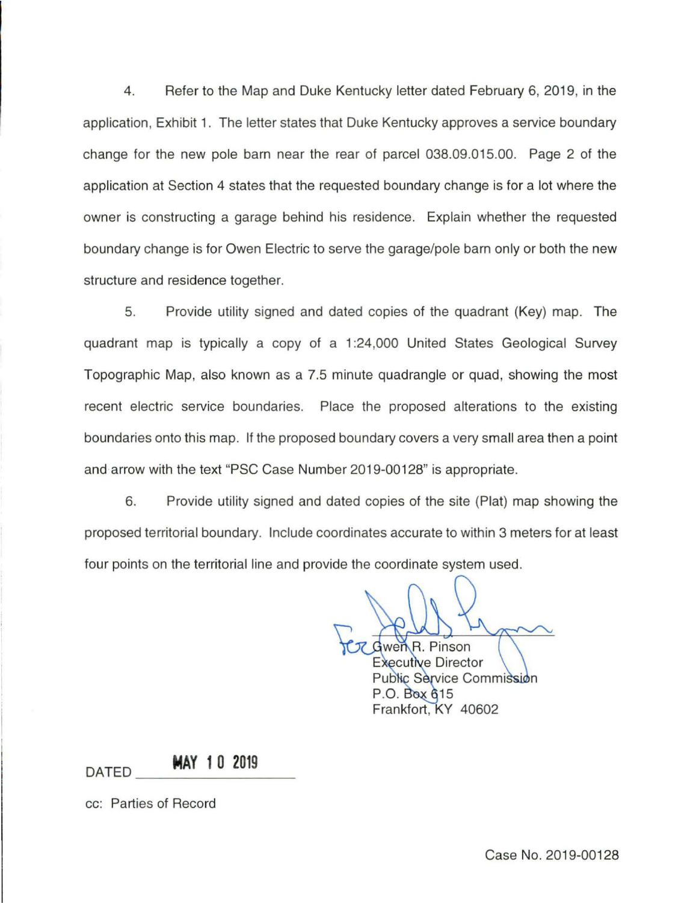4. Refer to the Map and Duke Kentucky letter dated February 6, 2019, in the application, Exhibit 1. The letter states that Duke Kentucky approves a service boundary change for the new pole barn near the rear of parcel 038.09.015.00. Page 2 of the application at Section 4 states that the requested boundary change is for a lot where the owner is constructing a garage behind his residence. Explain whether the requested boundary change is for Owen Electric to serve the garage/pole barn only or both the new structure and residence together.

5. Provide utility signed and dated copies of the quadrant (Key) map. The quadrant map is typically a copy of a 1:24,000 United States Geological Survey Topographic Map, also known as a 7.5 minute quadrangle or quad, showing the most recent electric service boundaries. Place the proposed alterations to the existing boundaries onto this map. If the proposed boundary covers a very small area then a point and arrow with the text "PSC Case Number 2019-00128" is appropriate.

6. Provide utility signed and dated copies of the site (Plat) map showing the proposed territorial boundary. Include coordinates accurate to within 3 meters for at least four points on the territorial line and provide the coordinate system used.

For Gwen R. Pinson
Executive Director
Public Service Commission
P.O. Box 615
Frankfort, KY 40602

DATED **MAY 10 2019**

cc: Parties of Record

Case No. 2019-00128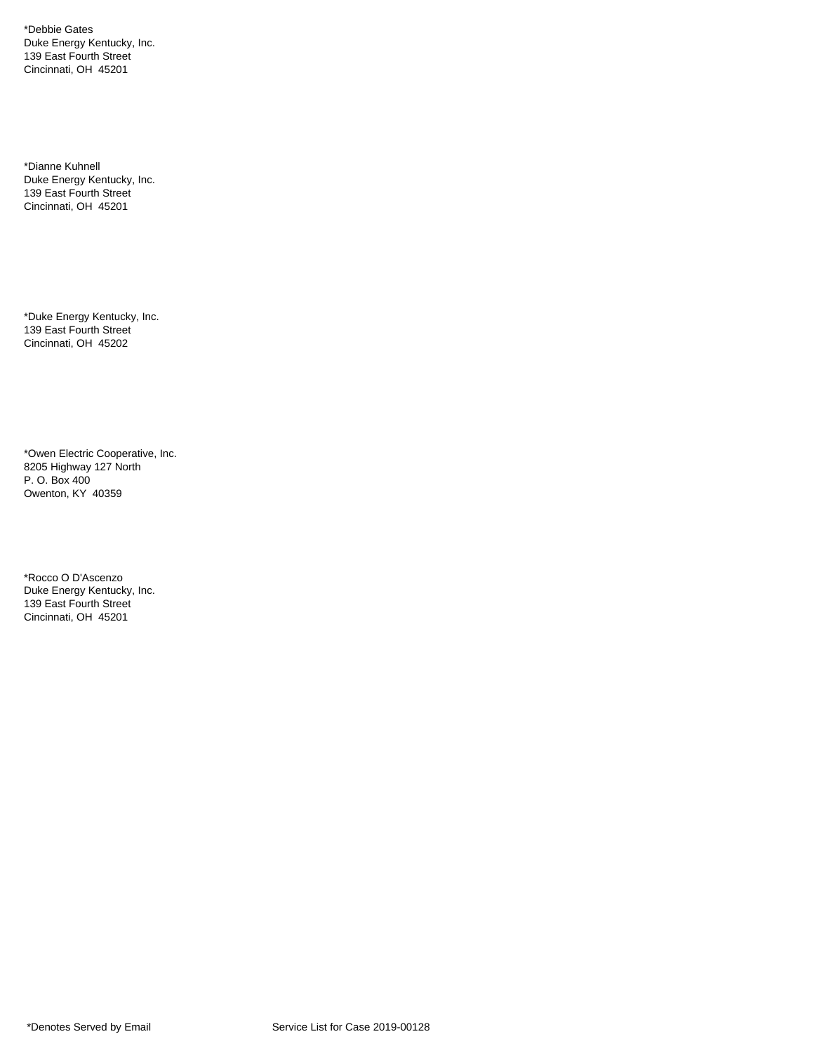*Debbie Gates
Duke Energy Kentucky, Inc.
139 East Fourth Street
Cincinnati, OH  45201

*Dianne Kuhnell
Duke Energy Kentucky, Inc.
139 East Fourth Street
Cincinnati, OH  45201

*Duke Energy Kentucky, Inc.
139 East Fourth Street
Cincinnati, OH  45202

*Owen Electric Cooperative, Inc.
8205 Highway 127 North
P. O. Box 400
Owenton, KY  40359

*Rocco O D'Ascenzo
Duke Energy Kentucky, Inc.
139 East Fourth Street
Cincinnati, OH  45201

*Denotes Served by Email

Service List for Case 2019-00128